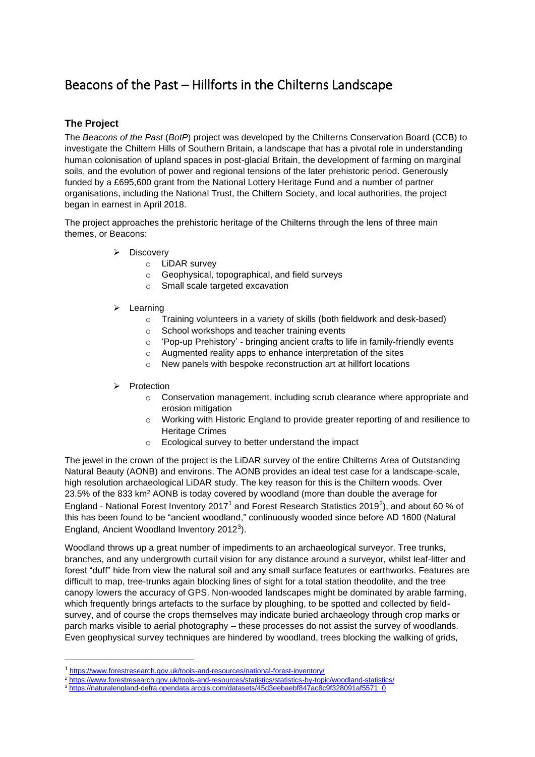# Beacons of the Past – Hillforts in the Chilterns Landscape

## The Project

The *Beacons of the Past* (*BotP*) project was developed by the Chilterns Conservation Board (CCB) to investigate the Chiltern Hills of Southern Britain, a landscape that has a pivotal role in understanding human colonisation of upland spaces in post-glacial Britain, the development of farming on marginal soils, and the evolution of power and regional tensions of the later prehistoric period. Generously funded by a £695,600 grant from the National Lottery Heritage Fund and a number of partner organisations, including the National Trust, the Chiltern Society, and local authorities, the project began in earnest in April 2018.

The project approaches the prehistoric heritage of the Chilterns through the lens of three main themes, or Beacons:

- Discovery
  - LiDAR survey
  - Geophysical, topographical, and field surveys
  - Small scale targeted excavation
- Learning
  - Training volunteers in a variety of skills (both fieldwork and desk-based)
  - School workshops and teacher training events
  - 'Pop-up Prehistory' - bringing ancient crafts to life in family-friendly events
  - Augmented reality apps to enhance interpretation of the sites
  - New panels with bespoke reconstruction art at hillfort locations
- Protection
  - Conservation management, including scrub clearance where appropriate and erosion mitigation
  - Working with Historic England to provide greater reporting of and resilience to Heritage Crimes
  - Ecological survey to better understand the impact

The jewel in the crown of the project is the LiDAR survey of the entire Chilterns Area of Outstanding Natural Beauty (AONB) and environs. The AONB provides an ideal test case for a landscape-scale, high resolution archaeological LiDAR study. The key reason for this is the Chiltern woods. Over 23.5% of the 833 km$^2$ AONB is today covered by woodland (more than double the average for England - National Forest Inventory 2017[1] and Forest Research Statistics 2019[2]), and about 60 % of this has been found to be "ancient woodland," continuously wooded since before AD 1600 (Natural England, Ancient Woodland Inventory 2012[3]).

Woodland throws up a great number of impediments to an archaeological surveyor. Tree trunks, branches, and any undergrowth curtail vision for any distance around a surveyor, whilst leaf-litter and forest "duff" hide from view the natural soil and any small surface features or earthworks. Features are difficult to map, tree-trunks again blocking lines of sight for a total station theodolite, and the tree canopy lowers the accuracy of GPS. Non-wooded landscapes might be dominated by arable farming, which frequently brings artefacts to the surface by ploughing, to be spotted and collected by field-survey, and of course the crops themselves may indicate buried archaeology through crop marks or parch marks visible to aerial photography – these processes do not assist the survey of woodlands. Even geophysical survey techniques are hindered by woodland, trees blocking the walking of grids,

[1] https://www.forestresearch.gov.uk/tools-and-resources/national-forest-inventory/

[2] https://www.forestresearch.gov.uk/tools-and-resources/statistics/statistics-by-topic/woodland-statistics/

[3] https://naturalengland-defra.opendata.arcgis.com/datasets/45d3eebaebf847ac8c9f328091af5571_0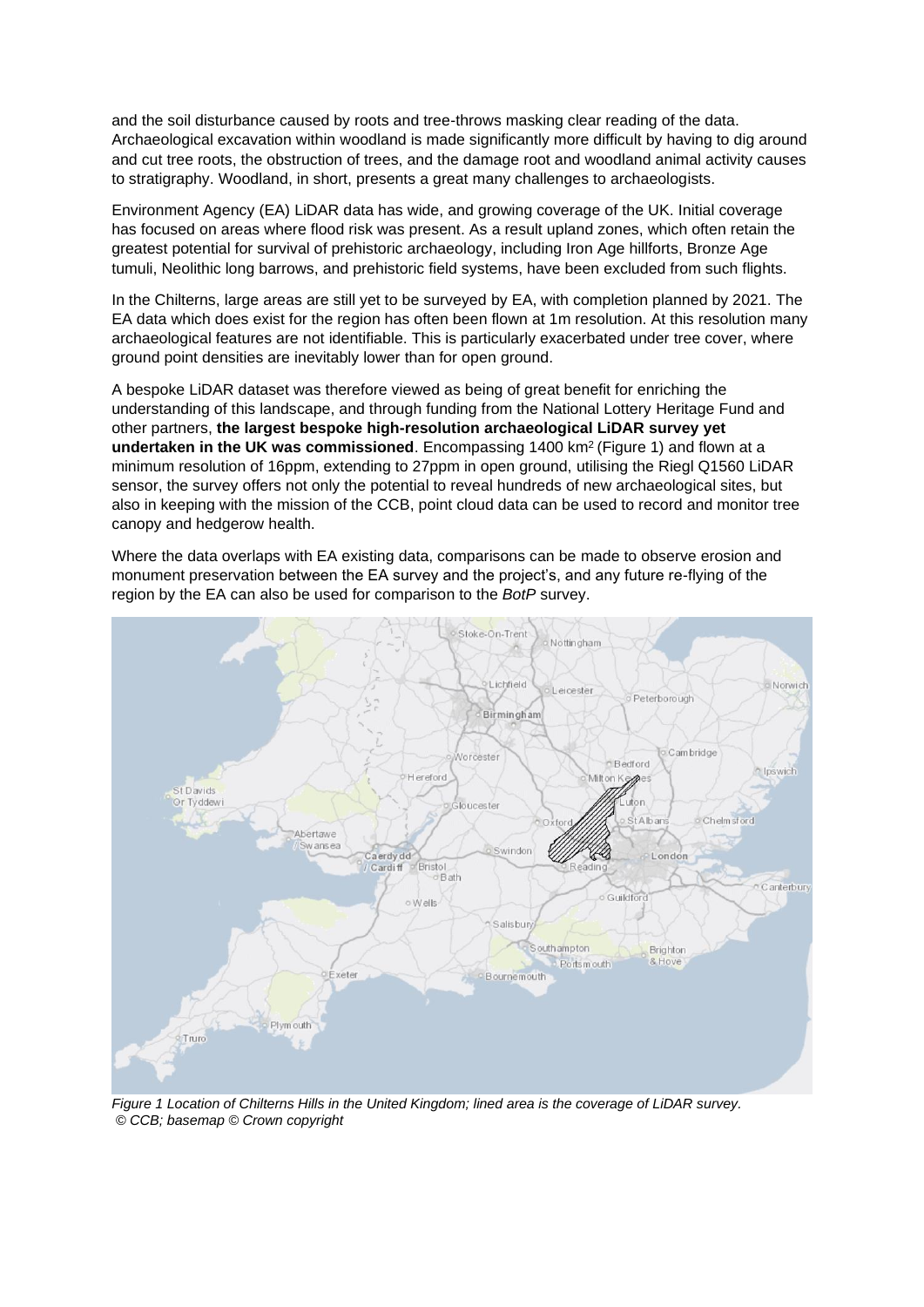and the soil disturbance caused by roots and tree-throws masking clear reading of the data. Archaeological excavation within woodland is made significantly more difficult by having to dig around and cut tree roots, the obstruction of trees, and the damage root and woodland animal activity causes to stratigraphy. Woodland, in short, presents a great many challenges to archaeologists.

Environment Agency (EA) LiDAR data has wide, and growing coverage of the UK. Initial coverage has focused on areas where flood risk was present. As a result upland zones, which often retain the greatest potential for survival of prehistoric archaeology, including Iron Age hillforts, Bronze Age tumuli, Neolithic long barrows, and prehistoric field systems, have been excluded from such flights.

In the Chilterns, large areas are still yet to be surveyed by EA, with completion planned by 2021. The EA data which does exist for the region has often been flown at 1m resolution. At this resolution many archaeological features are not identifiable. This is particularly exacerbated under tree cover, where ground point densities are inevitably lower than for open ground.

A bespoke LiDAR dataset was therefore viewed as being of great benefit for enriching the understanding of this landscape, and through funding from the National Lottery Heritage Fund and other partners, **the largest bespoke high-resolution archaeological LiDAR survey yet undertaken in the UK was commissioned**. Encompassing 1400 km$^2$ (Figure 1) and flown at a minimum resolution of 16ppm, extending to 27ppm in open ground, utilising the Riegl Q1560 LiDAR sensor, the survey offers not only the potential to reveal hundreds of new archaeological sites, but also in keeping with the mission of the CCB, point cloud data can be used to record and monitor tree canopy and hedgerow health.

Where the data overlaps with EA existing data, comparisons can be made to observe erosion and monument preservation between the EA survey and the project's, and any future re-flying of the region by the EA can also be used for comparison to the *BotP* survey.

*Figure 1 Location of Chilterns Hills in the United Kingdom; lined area is the coverage of LiDAR survey. © CCB; basemap © Crown copyright*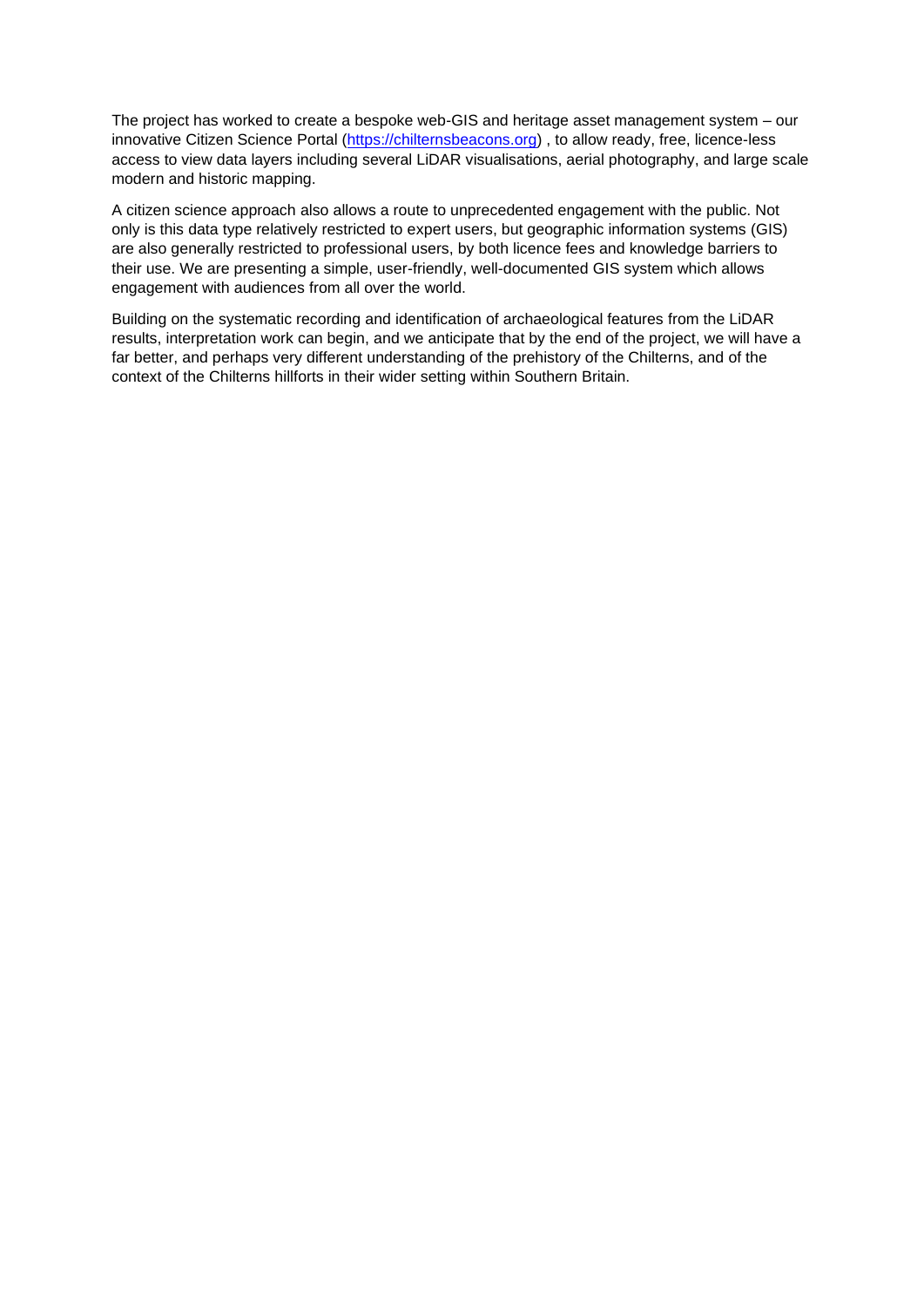The project has worked to create a bespoke web-GIS and heritage asset management system – our innovative Citizen Science Portal ([https://chilternsbeacons.org](https://chilternsbeacons.org)) , to allow ready, free, licence-less access to view data layers including several LiDAR visualisations, aerial photography, and large scale modern and historic mapping.

A citizen science approach also allows a route to unprecedented engagement with the public. Not only is this data type relatively restricted to expert users, but geographic information systems (GIS) are also generally restricted to professional users, by both licence fees and knowledge barriers to their use. We are presenting a simple, user-friendly, well-documented GIS system which allows engagement with audiences from all over the world.

Building on the systematic recording and identification of archaeological features from the LiDAR results, interpretation work can begin, and we anticipate that by the end of the project, we will have a far better, and perhaps very different understanding of the prehistory of the Chilterns, and of the context of the Chilterns hillforts in their wider setting within Southern Britain.